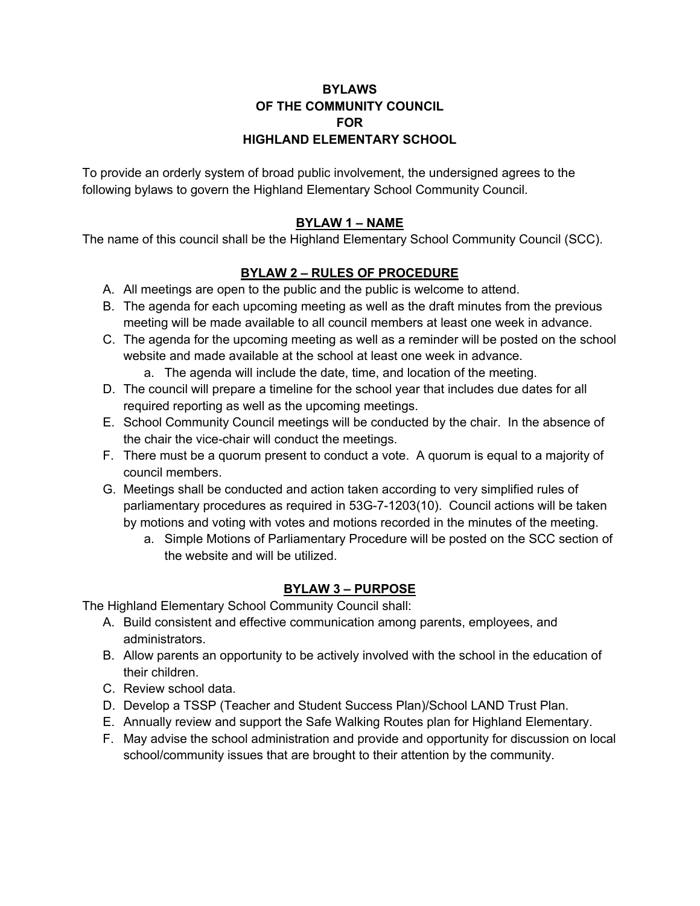# BYLAWS OF THE COMMUNITY COUNCIL FOR HIGHLAND ELEMENTARY SCHOOL

To provide an orderly system of broad public involvement, the undersigned agrees to the following bylaws to govern the Highland Elementary School Community Council.

## BYLAW 1 – NAME

The name of this council shall be the Highland Elementary School Community Council (SCC).

## BYLAW 2 – RULES OF PROCEDURE

A. All meetings are open to the public and the public is welcome to attend.
B. The agenda for each upcoming meeting as well as the draft minutes from the previous meeting will be made available to all council members at least one week in advance.
C. The agenda for the upcoming meeting as well as a reminder will be posted on the school website and made available at the school at least one week in advance.
   a. The agenda will include the date, time, and location of the meeting.
D. The council will prepare a timeline for the school year that includes due dates for all required reporting as well as the upcoming meetings.
E. School Community Council meetings will be conducted by the chair. In the absence of the chair the vice-chair will conduct the meetings.
F. There must be a quorum present to conduct a vote. A quorum is equal to a majority of council members.
G. Meetings shall be conducted and action taken according to very simplified rules of parliamentary procedures as required in 53G-7-1203(10). Council actions will be taken by motions and voting with votes and motions recorded in the minutes of the meeting.
   a. Simple Motions of Parliamentary Procedure will be posted on the SCC section of the website and will be utilized.

## BYLAW 3 – PURPOSE

The Highland Elementary School Community Council shall:

A. Build consistent and effective communication among parents, employees, and administrators.
B. Allow parents an opportunity to be actively involved with the school in the education of their children.
C. Review school data.
D. Develop a TSSP (Teacher and Student Success Plan)/School LAND Trust Plan.
E. Annually review and support the Safe Walking Routes plan for Highland Elementary.
F. May advise the school administration and provide and opportunity for discussion on local school/community issues that are brought to their attention by the community.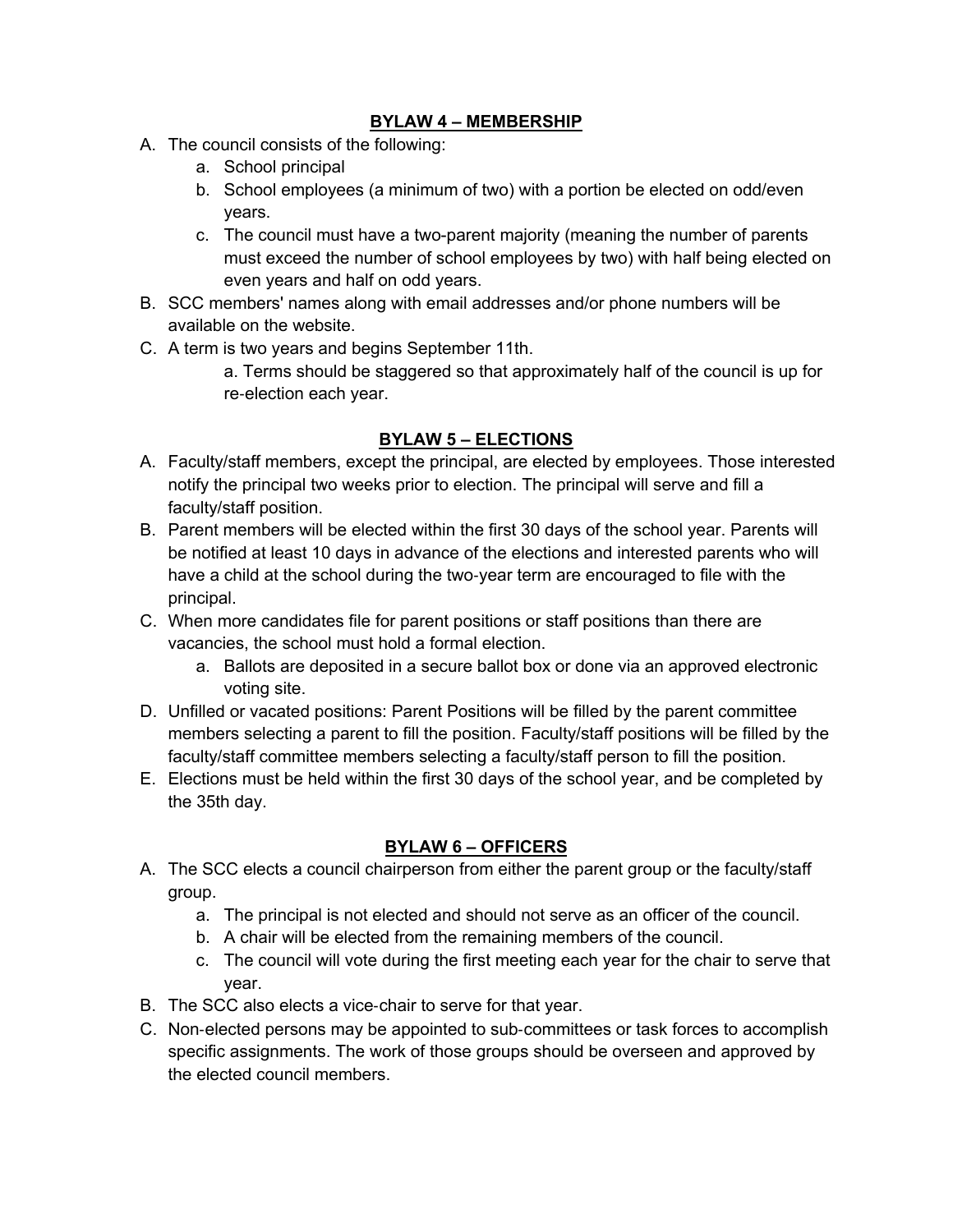## BYLAW 4 – MEMBERSHIP

A. The council consists of the following:
   a. School principal
   b. School employees (a minimum of two) with a portion be elected on odd/even years.
   c. The council must have a two-parent majority (meaning the number of parents must exceed the number of school employees by two) with half being elected on even years and half on odd years.

B. SCC members' names along with email addresses and/or phone numbers will be available on the website.

C. A term is two years and begins September 11th.
   a. Terms should be staggered so that approximately half of the council is up for re-election each year.

## BYLAW 5 – ELECTIONS

A. Faculty/staff members, except the principal, are elected by employees. Those interested notify the principal two weeks prior to election. The principal will serve and fill a faculty/staff position.

B. Parent members will be elected within the first 30 days of the school year. Parents will be notified at least 10 days in advance of the elections and interested parents who will have a child at the school during the two-year term are encouraged to file with the principal.

C. When more candidates file for parent positions or staff positions than there are vacancies, the school must hold a formal election.
   a. Ballots are deposited in a secure ballot box or done via an approved electronic voting site.

D. Unfilled or vacated positions: Parent Positions will be filled by the parent committee members selecting a parent to fill the position. Faculty/staff positions will be filled by the faculty/staff committee members selecting a faculty/staff person to fill the position.

E. Elections must be held within the first 30 days of the school year, and be completed by the 35th day.

## BYLAW 6 – OFFICERS

A. The SCC elects a council chairperson from either the parent group or the faculty/staff group.
   a. The principal is not elected and should not serve as an officer of the council.
   b. A chair will be elected from the remaining members of the council.
   c. The council will vote during the first meeting each year for the chair to serve that year.

B. The SCC also elects a vice-chair to serve for that year.

C. Non-elected persons may be appointed to sub-committees or task forces to accomplish specific assignments. The work of those groups should be overseen and approved by the elected council members.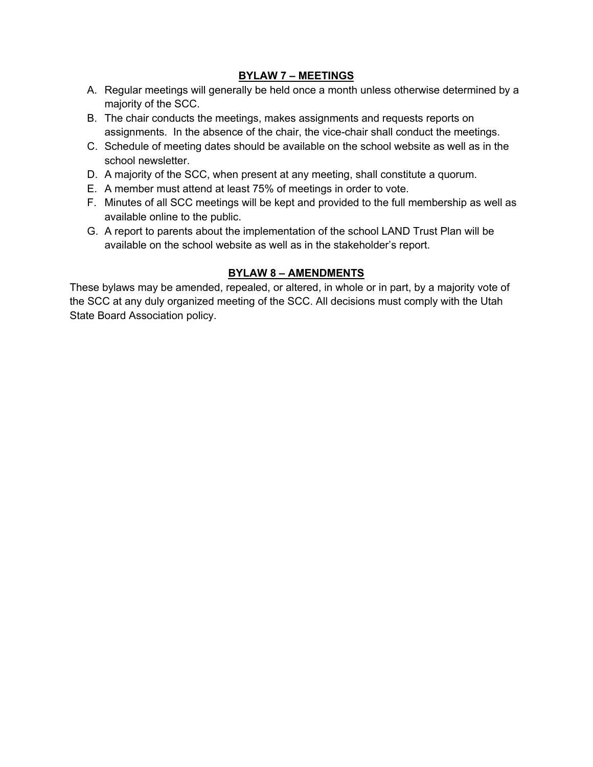## BYLAW 7 – MEETINGS

A. Regular meetings will generally be held once a month unless otherwise determined by a majority of the SCC.
B. The chair conducts the meetings, makes assignments and requests reports on assignments. In the absence of the chair, the vice-chair shall conduct the meetings.
C. Schedule of meeting dates should be available on the school website as well as in the school newsletter.
D. A majority of the SCC, when present at any meeting, shall constitute a quorum.
E. A member must attend at least 75% of meetings in order to vote.
F. Minutes of all SCC meetings will be kept and provided to the full membership as well as available online to the public.
G. A report to parents about the implementation of the school LAND Trust Plan will be available on the school website as well as in the stakeholder's report.

## BYLAW 8 – AMENDMENTS

These bylaws may be amended, repealed, or altered, in whole or in part, by a majority vote of the SCC at any duly organized meeting of the SCC. All decisions must comply with the Utah State Board Association policy.